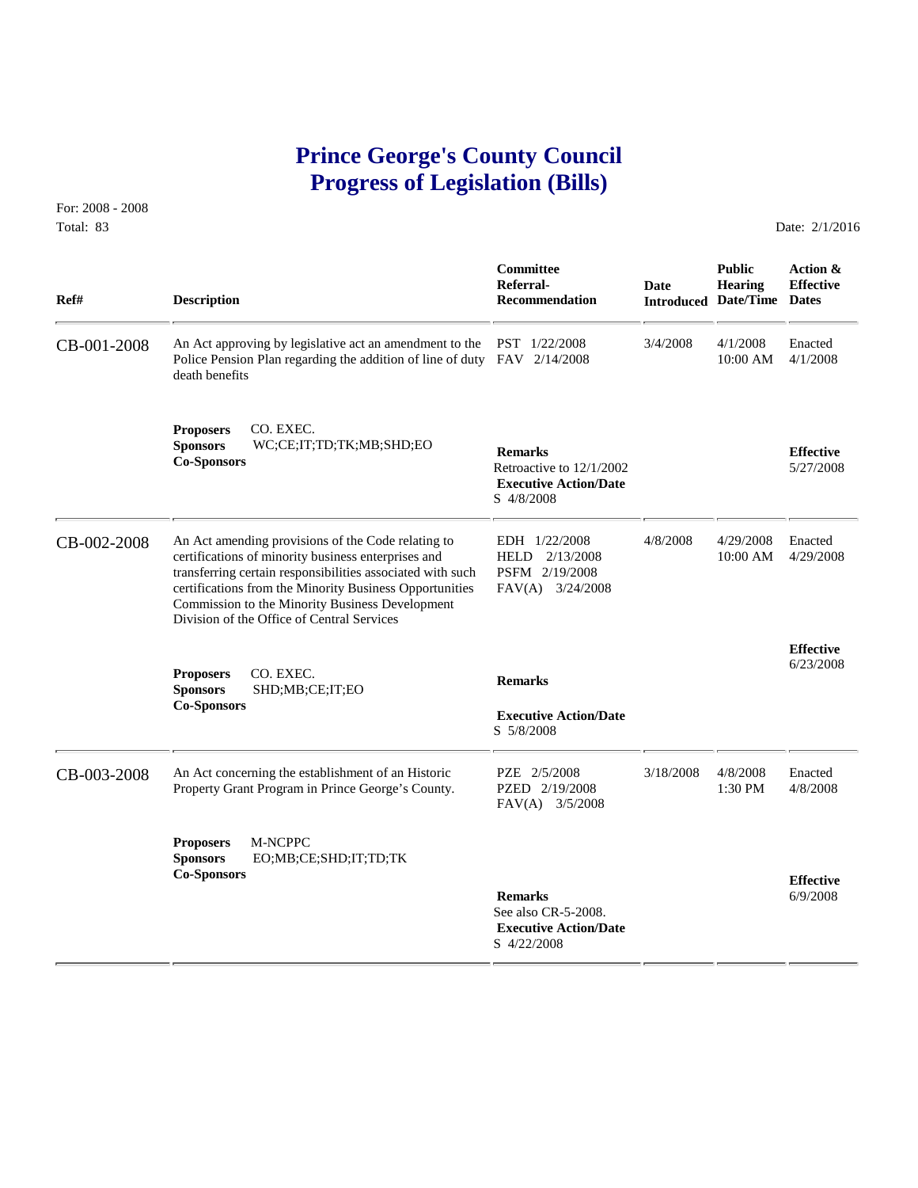# Prince George's County Council
# Progress of Legislation (Bills)

For: 2008 - 2008
Total: 83

Date: 2/1/2016

| Ref# | Description | Committee Referral-Recommendation | Date Introduced | Public Hearing Date/Time | Action & Effective Dates |
|---|---|---|---|---|---|
| CB-001-2008 | An Act approving by legislative act an amendment to the Police Pension Plan regarding the addition of line of duty death benefits | PST 1/22/2008<br>FAV 2/14/2008 | 3/4/2008 | 4/1/2008<br>10:00 AM | Enacted<br>4/1/2008 |
| | **Proposers** CO. EXEC.<br>**Sponsors** WC;CE;IT;TD;TK;MB;SHD;EO<br>**Co-Sponsors** | **Remarks**<br>Retroactive to 12/1/2002<br>**Executive Action/Date**<br>S 4/8/2008 | | | **Effective**<br>5/27/2008 |
| CB-002-2008 | An Act amending provisions of the Code relating to certifications of minority business enterprises and transferring certain responsibilities associated with such certifications from the Minority Business Opportunities Commission to the Minority Business Development Division of the Office of Central Services | EDH 1/22/2008<br>HELD 2/13/2008<br>PSFM 2/19/2008<br>FAV(A) 3/24/2008 | 4/8/2008 | 4/29/2008<br>10:00 AM | Enacted<br>4/29/2008 |
| | **Proposers** CO. EXEC.<br>**Sponsors** SHD;MB;CE;IT;EO<br>**Co-Sponsors** | **Remarks**<br>**Executive Action/Date**<br>S 5/8/2008 | | | **Effective**<br>6/23/2008 |
| CB-003-2008 | An Act concerning the establishment of an Historic Property Grant Program in Prince George's County. | PZE 2/5/2008<br>PZED 2/19/2008<br>FAV(A) 3/5/2008 | 3/18/2008 | 4/8/2008<br>1:30 PM | Enacted<br>4/8/2008 |
| | **Proposers** M-NCPPC<br>**Sponsors** EO;MB;CE;SHD;IT;TD;TK<br>**Co-Sponsors** | **Remarks**<br>See also CR-5-2008.<br>**Executive Action/Date**<br>S 4/22/2008 | | | **Effective**<br>6/9/2008 |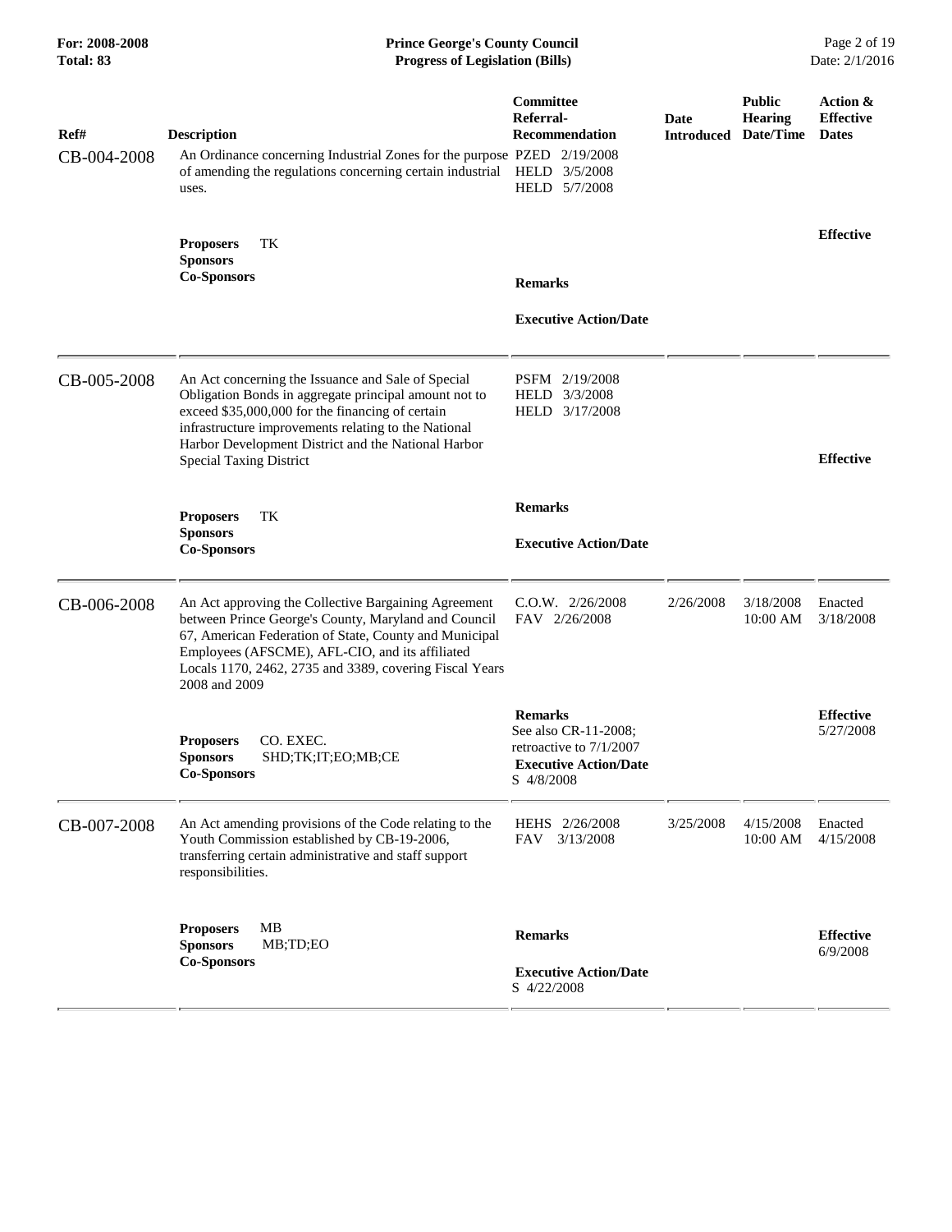| Ref# | Description | Committee Referral-Recommendation | Date Introduced | Public Hearing Date/Time | Action & Effective Dates |
|---|---|---|---|---|---|
| CB-004-2008 | An Ordinance concerning Industrial Zones for the purpose of amending the regulations concerning certain industrial uses. | PZED 2/19/2008<br>HELD 3/5/2008<br>HELD 5/7/2008 | | | |
| | **Proposers** TK<br>**Sponsors**<br>**Co-Sponsors** | **Remarks**<br><br>**Executive Action/Date** | | | **Effective** |
| CB-005-2008 | An Act concerning the Issuance and Sale of Special Obligation Bonds in aggregate principal amount not to exceed $35,000,000 for the financing of certain infrastructure improvements relating to the National Harbor Development District and the National Harbor Special Taxing District | PSFM 2/19/2008<br>HELD 3/3/2008<br>HELD 3/17/2008 | | | **Effective** |
| | **Proposers** TK<br>**Sponsors**<br>**Co-Sponsors** | **Remarks**<br><br>**Executive Action/Date** | | | |
| CB-006-2008 | An Act approving the Collective Bargaining Agreement between Prince George's County, Maryland and Council 67, American Federation of State, County and Municipal Employees (AFSCME), AFL-CIO, and its affiliated Locals 1170, 2462, 2735 and 3389, covering Fiscal Years 2008 and 2009 | C.O.W. 2/26/2008<br>FAV 2/26/2008 | 2/26/2008 | 3/18/2008<br>10:00 AM | Enacted<br>3/18/2008 |
| | **Proposers** CO. EXEC.<br>**Sponsors** SHD;TK;IT;EO;MB;CE<br>**Co-Sponsors** | **Remarks**<br>See also CR-11-2008; retroactive to 7/1/2007<br>**Executive Action/Date**<br>S 4/8/2008 | | | **Effective**<br>5/27/2008 |
| CB-007-2008 | An Act amending provisions of the Code relating to the Youth Commission established by CB-19-2006, transferring certain administrative and staff support responsibilities. | HEHS 2/26/2008<br>FAV 3/13/2008 | 3/25/2008 | 4/15/2008<br>10:00 AM | Enacted<br>4/15/2008 |
| | **Proposers** MB<br>**Sponsors** MB;TD;EO<br>**Co-Sponsors** | **Remarks**<br><br>**Executive Action/Date**<br>S 4/22/2008 | | | **Effective**<br>6/9/2008 |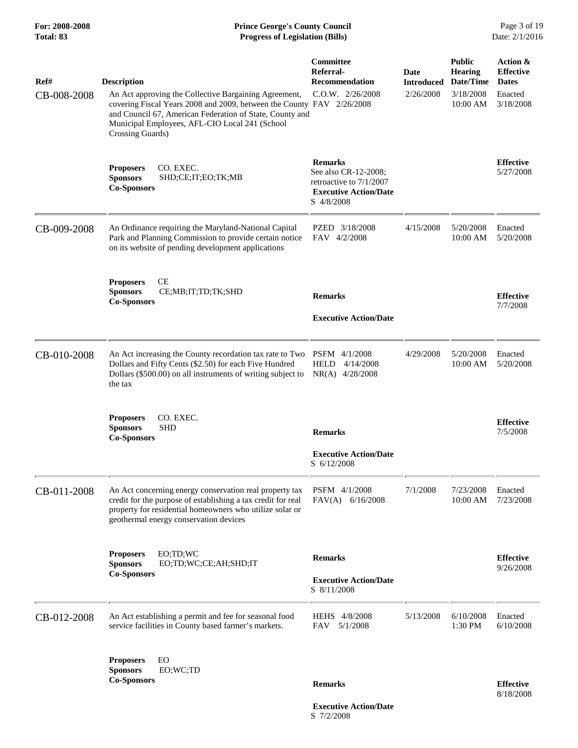| Ref# | Description | Committee Referral-Recommendation | Date Introduced | Public Hearing Date/Time | Action & Effective Dates |
|---|---|---|---|---|---|
| CB-008-2008 | An Act approving the Collective Bargaining Agreement, covering Fiscal Years 2008 and 2009, between the County and Council 67, American Federation of State, County and Municipal Employees, AFL-CIO Local 241 (School Crossing Guards) | C.O.W. 2/26/2008<br>FAV 2/26/2008 | 2/26/2008 | 3/18/2008 10:00 AM | Enacted 3/18/2008 |
| | **Proposers** CO. EXEC.<br>**Sponsors** SHD;CE;IT;EO;TK;MB<br>**Co-Sponsors** | **Remarks**<br>See also CR-12-2008; retroactive to 7/1/2007<br>**Executive Action/Date**<br>S 4/8/2008 | | | **Effective** 5/27/2008 |
| CB-009-2008 | An Ordinance requiring the Maryland-National Capital Park and Planning Commission to provide certain notice on its website of pending development applications | PZED 3/18/2008<br>FAV 4/2/2008 | 4/15/2008 | 5/20/2008 10:00 AM | Enacted 5/20/2008 |
| | **Proposers** CE<br>**Sponsors** CE;MB;IT;TD;TK;SHD<br>**Co-Sponsors** | **Remarks**<br>**Executive Action/Date** | | | **Effective** 7/7/2008 |
| CB-010-2008 | An Act increasing the County recordation tax rate to Two Dollars and Fifty Cents ($2.50) for each Five Hundred Dollars ($500.00) on all instruments of writing subject to the tax | PSFM 4/1/2008<br>HELD 4/14/2008<br>NR(A) 4/28/2008 | 4/29/2008 | 5/20/2008 10:00 AM | Enacted 5/20/2008 |
| | **Proposers** CO. EXEC.<br>**Sponsors** SHD<br>**Co-Sponsors** | **Remarks**<br>**Executive Action/Date**<br>S 6/12/2008 | | | **Effective** 7/5/2008 |
| CB-011-2008 | An Act concerning energy conservation real property tax credit for the purpose of establishing a tax credit for real property for residential homeowners who utilize solar or geothermal energy conservation devices | PSFM 4/1/2008<br>FAV(A) 6/16/2008 | 7/1/2008 | 7/23/2008 10:00 AM | Enacted 7/23/2008 |
| | **Proposers** EO;TD;WC<br>**Sponsors** EO;TD;WC;CE;AH;SHD;IT<br>**Co-Sponsors** | **Remarks**<br>**Executive Action/Date**<br>S 8/11/2008 | | | **Effective** 9/26/2008 |
| CB-012-2008 | An Act establishing a permit and fee for seasonal food service facilities in County based farmer's markets. | HEHS 4/8/2008<br>FAV 5/1/2008 | 5/13/2008 | 6/10/2008 1:30 PM | Enacted 6/10/2008 |
| | **Proposers** EO<br>**Sponsors** EO;WC;TD<br>**Co-Sponsors** | **Remarks**<br>**Executive Action/Date**<br>S 7/2/2008 | | | **Effective** 8/18/2008 |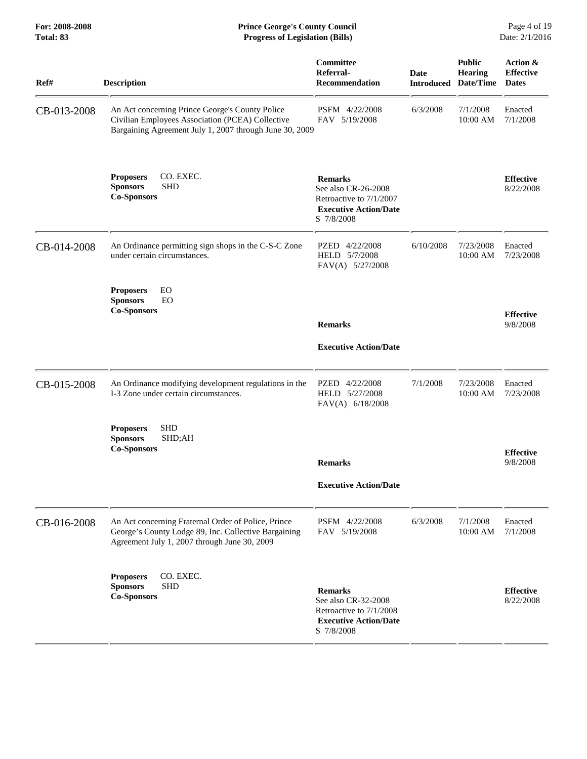| Ref# | Description | Committee Referral-Recommendation | Date Introduced | Public Hearing Date/Time | Action & Effective Dates |
|---|---|---|---|---|---|
| CB-013-2008 | An Act concerning Prince George's County Police Civilian Employees Association (PCEA) Collective Bargaining Agreement July 1, 2007 through June 30, 2009 | PSFM 4/22/2008<br>FAV 5/19/2008 | 6/3/2008 | 7/1/2008<br>10:00 AM | Enacted<br>7/1/2008 |
| | **Proposers** CO. EXEC.<br>**Sponsors** SHD<br>**Co-Sponsors** | **Remarks**<br>See also CR-26-2008<br>Retroactive to 7/1/2007<br>**Executive Action/Date**<br>S 7/8/2008 | | | **Effective**<br>8/22/2008 |
| CB-014-2008 | An Ordinance permitting sign shops in the C-S-C Zone under certain circumstances. | PZED 4/22/2008<br>HELD 5/7/2008<br>FAV(A) 5/27/2008 | 6/10/2008 | 7/23/2008<br>10:00 AM | Enacted<br>7/23/2008 |
| | **Proposers** EO<br>**Sponsors** EO<br>**Co-Sponsors** | **Remarks**<br>**Executive Action/Date** | | | **Effective**<br>9/8/2008 |
| CB-015-2008 | An Ordinance modifying development regulations in the I-3 Zone under certain circumstances. | PZED 4/22/2008<br>HELD 5/27/2008<br>FAV(A) 6/18/2008 | 7/1/2008 | 7/23/2008<br>10:00 AM | Enacted<br>7/23/2008 |
| | **Proposers** SHD<br>**Sponsors** SHD;AH<br>**Co-Sponsors** | **Remarks**<br>**Executive Action/Date** | | | **Effective**<br>9/8/2008 |
| CB-016-2008 | An Act concerning Fraternal Order of Police, Prince George's County Lodge 89, Inc. Collective Bargaining Agreement July 1, 2007 through June 30, 2009 | PSFM 4/22/2008<br>FAV 5/19/2008 | 6/3/2008 | 7/1/2008<br>10:00 AM | Enacted<br>7/1/2008 |
| | **Proposers** CO. EXEC.<br>**Sponsors** SHD<br>**Co-Sponsors** | **Remarks**<br>See also CR-32-2008<br>Retroactive to 7/1/2008<br>**Executive Action/Date**<br>S 7/8/2008 | | | **Effective**<br>8/22/2008 |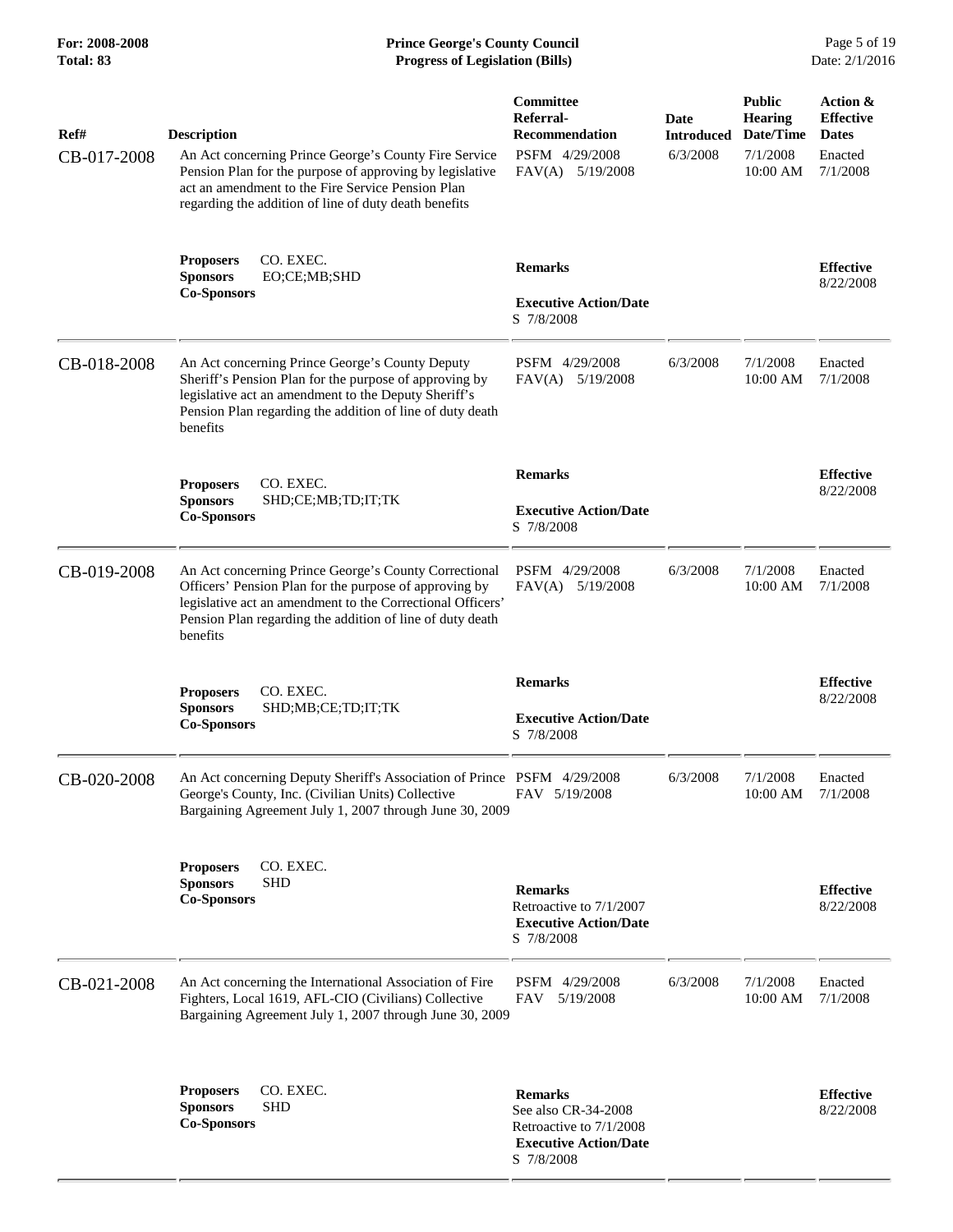| Ref# | Description | Committee Referral-Recommendation | Date Introduced | Public Hearing Date/Time | Action & Effective Dates |
|---|---|---|---|---|---|
| CB-017-2008 | An Act concerning Prince George's County Fire Service Pension Plan for the purpose of approving by legislative act an amendment to the Fire Service Pension Plan regarding the addition of line of duty death benefits | PSFM 4/29/2008<br>FAV(A) 5/19/2008 | 6/3/2008 | 7/1/2008 10:00 AM | Enacted 7/1/2008 |
| | **Proposers** CO. EXEC.<br>**Sponsors** EO;CE;MB;SHD<br>**Co-Sponsors** | **Remarks**<br><br>**Executive Action/Date**<br>S 7/8/2008 | | | **Effective** 8/22/2008 |
| CB-018-2008 | An Act concerning Prince George's County Deputy Sheriff's Pension Plan for the purpose of approving by legislative act an amendment to the Deputy Sheriff's Pension Plan regarding the addition of line of duty death benefits | PSFM 4/29/2008<br>FAV(A) 5/19/2008 | 6/3/2008 | 7/1/2008 10:00 AM | Enacted 7/1/2008 |
| | **Proposers** CO. EXEC.<br>**Sponsors** SHD;CE;MB;TD;IT;TK<br>**Co-Sponsors** | **Remarks**<br><br>**Executive Action/Date**<br>S 7/8/2008 | | | **Effective** 8/22/2008 |
| CB-019-2008 | An Act concerning Prince George's County Correctional Officers' Pension Plan for the purpose of approving by legislative act an amendment to the Correctional Officers' Pension Plan regarding the addition of line of duty death benefits | PSFM 4/29/2008<br>FAV(A) 5/19/2008 | 6/3/2008 | 7/1/2008 10:00 AM | Enacted 7/1/2008 |
| | **Proposers** CO. EXEC.<br>**Sponsors** SHD;MB;CE;TD;IT;TK<br>**Co-Sponsors** | **Remarks**<br><br>**Executive Action/Date**<br>S 7/8/2008 | | | **Effective** 8/22/2008 |
| CB-020-2008 | An Act concerning Deputy Sheriff's Association of Prince George's County, Inc. (Civilian Units) Collective Bargaining Agreement July 1, 2007 through June 30, 2009 | PSFM 4/29/2008<br>FAV 5/19/2008 | 6/3/2008 | 7/1/2008 10:00 AM | Enacted 7/1/2008 |
| | **Proposers** CO. EXEC.<br>**Sponsors** SHD<br>**Co-Sponsors** | **Remarks**<br>Retroactive to 7/1/2007<br>**Executive Action/Date**<br>S 7/8/2008 | | | **Effective** 8/22/2008 |
| CB-021-2008 | An Act concerning the International Association of Fire Fighters, Local 1619, AFL-CIO (Civilians) Collective Bargaining Agreement July 1, 2007 through June 30, 2009 | PSFM 4/29/2008<br>FAV 5/19/2008 | 6/3/2008 | 7/1/2008 10:00 AM | Enacted 7/1/2008 |
| | **Proposers** CO. EXEC.<br>**Sponsors** SHD<br>**Co-Sponsors** | **Remarks**<br>See also CR-34-2008<br>Retroactive to 7/1/2008<br>**Executive Action/Date**<br>S 7/8/2008 | | | **Effective** 8/22/2008 |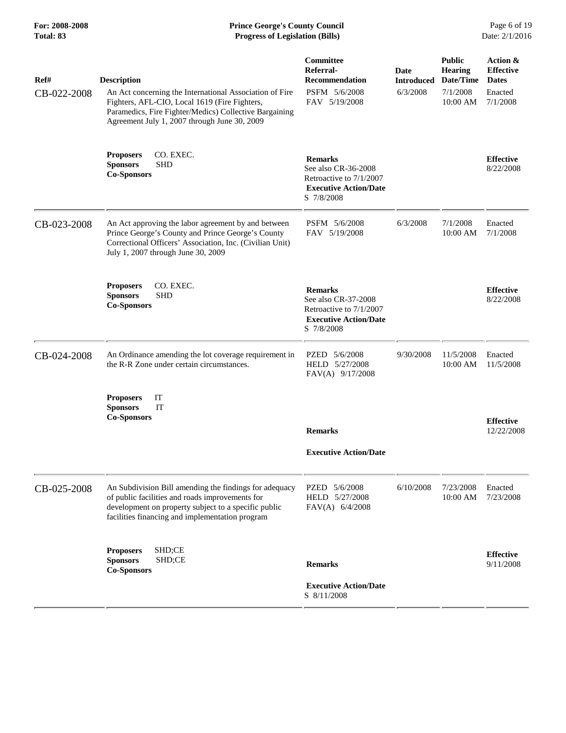| Ref# | Description | Committee Referral-Recommendation | Date Introduced | Public Hearing Date/Time | Action & Effective Dates |
|---|---|---|---|---|---|
| CB-022-2008 | An Act concerning the International Association of Fire Fighters, AFL-CIO, Local 1619 (Fire Fighters, Paramedics, Fire Fighter/Medics) Collective Bargaining Agreement July 1, 2007 through June 30, 2009 | PSFM 5/6/2008<br>FAV 5/19/2008 | 6/3/2008 | 7/1/2008<br>10:00 AM | Enacted<br>7/1/2008 |
| | **Proposers** CO. EXEC.<br>**Sponsors** SHD<br>**Co-Sponsors** | **Remarks**<br>See also CR-36-2008<br>Retroactive to 7/1/2007<br>**Executive Action/Date**<br>S 7/8/2008 | | | **Effective**<br>8/22/2008 |
| CB-023-2008 | An Act approving the labor agreement by and between Prince George's County and Prince George's County Correctional Officers' Association, Inc. (Civilian Unit) July 1, 2007 through June 30, 2009 | PSFM 5/6/2008<br>FAV 5/19/2008 | 6/3/2008 | 7/1/2008<br>10:00 AM | Enacted<br>7/1/2008 |
| | **Proposers** CO. EXEC.<br>**Sponsors** SHD<br>**Co-Sponsors** | **Remarks**<br>See also CR-37-2008<br>Retroactive to 7/1/2007<br>**Executive Action/Date**<br>S 7/8/2008 | | | **Effective**<br>8/22/2008 |
| CB-024-2008 | An Ordinance amending the lot coverage requirement in the R-R Zone under certain circumstances. | PZED 5/6/2008<br>HELD 5/27/2008<br>FAV(A) 9/17/2008 | 9/30/2008 | 11/5/2008<br>10:00 AM | Enacted<br>11/5/2008 |
| | **Proposers** IT<br>**Sponsors** IT<br>**Co-Sponsors** | **Remarks**<br><br>**Executive Action/Date** | | | **Effective**<br>12/22/2008 |
| CB-025-2008 | An Subdivision Bill amending the findings for adequacy of public facilities and roads improvements for development on property subject to a specific public facilities financing and implementation program | PZED 5/6/2008<br>HELD 5/27/2008<br>FAV(A) 6/4/2008 | 6/10/2008 | 7/23/2008<br>10:00 AM | Enacted<br>7/23/2008 |
| | **Proposers** SHD;CE<br>**Sponsors** SHD;CE<br>**Co-Sponsors** | **Remarks**<br><br>**Executive Action/Date**<br>S 8/11/2008 | | | **Effective**<br>9/11/2008 |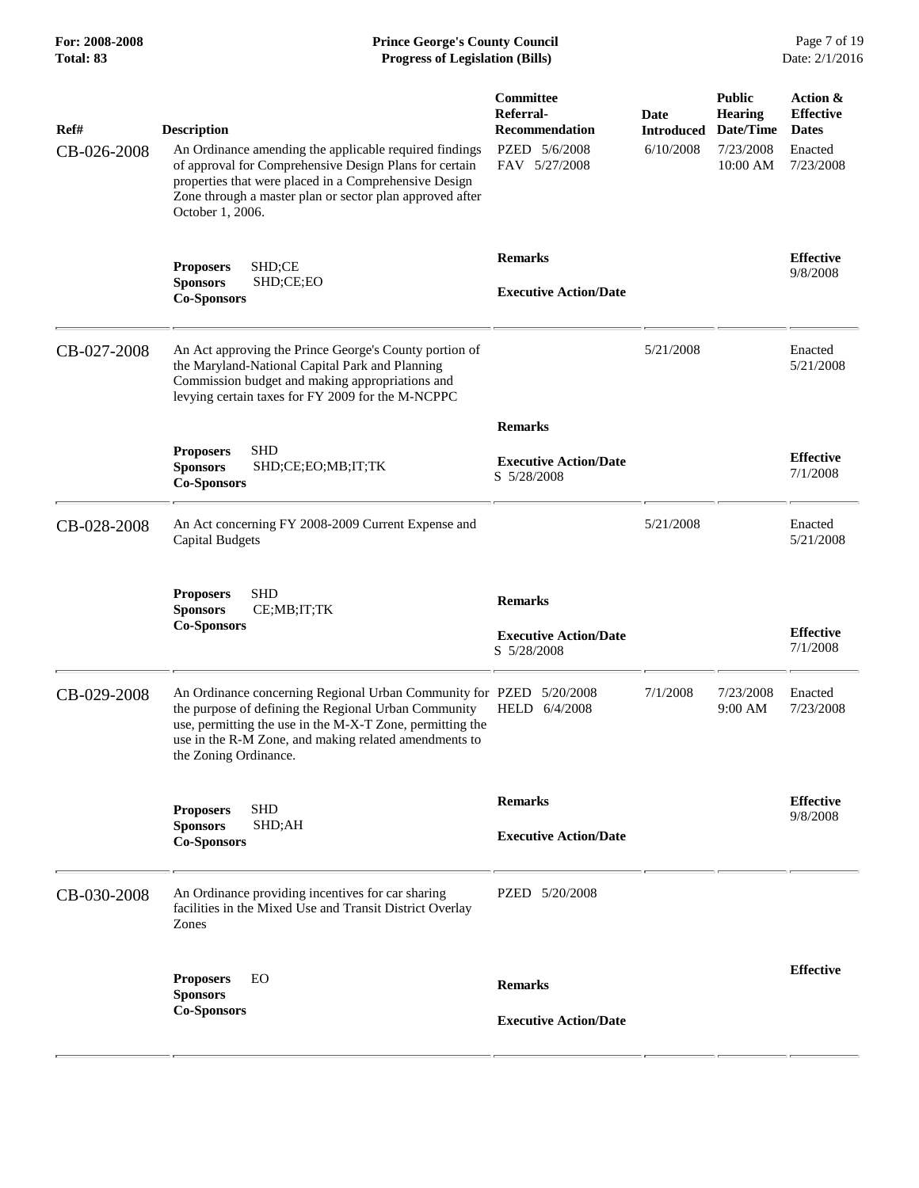| Ref# | Description | Committee Referral-Recommendation | Date Introduced | Public Hearing Date/Time | Action & Effective Dates |
|---|---|---|---|---|---|
| CB-026-2008 | An Ordinance amending the applicable required findings of approval for Comprehensive Design Plans for certain properties that were placed in a Comprehensive Design Zone through a master plan or sector plan approved after October 1, 2006. | PZED 5/6/2008<br>FAV 5/27/2008 | 6/10/2008 | 7/23/2008<br>10:00 AM | Enacted<br>7/23/2008 |
| | **Proposers** SHD;CE<br>**Sponsors** SHD;CE;EO<br>**Co-Sponsors** | **Remarks**<br><br>**Executive Action/Date** | | | **Effective**<br>9/8/2008 |
| CB-027-2008 | An Act approving the Prince George's County portion of the Maryland-National Capital Park and Planning Commission budget and making appropriations and levying certain taxes for FY 2009 for the M-NCPPC | | 5/21/2008 | | Enacted<br>5/21/2008 |
| | **Proposers** SHD<br>**Sponsors** SHD;CE;EO;MB;IT;TK<br>**Co-Sponsors** | **Remarks**<br><br>**Executive Action/Date**<br>S 5/28/2008 | | | **Effective**<br>7/1/2008 |
| CB-028-2008 | An Act concerning FY 2008-2009 Current Expense and Capital Budgets | | 5/21/2008 | | Enacted<br>5/21/2008 |
| | **Proposers** SHD<br>**Sponsors** CE;MB;IT;TK<br>**Co-Sponsors** | **Remarks**<br><br>**Executive Action/Date**<br>S 5/28/2008 | | | **Effective**<br>7/1/2008 |
| CB-029-2008 | An Ordinance concerning Regional Urban Community for the purpose of defining the Regional Urban Community use, permitting the use in the M-X-T Zone, permitting the use in the R-M Zone, and making related amendments to the Zoning Ordinance. | PZED 5/20/2008<br>HELD 6/4/2008 | 7/1/2008 | 7/23/2008<br>9:00 AM | Enacted<br>7/23/2008 |
| | **Proposers** SHD<br>**Sponsors** SHD;AH<br>**Co-Sponsors** | **Remarks**<br><br>**Executive Action/Date** | | | **Effective**<br>9/8/2008 |
| CB-030-2008 | An Ordinance providing incentives for car sharing facilities in the Mixed Use and Transit District Overlay Zones | PZED 5/20/2008 | | | |
| | **Proposers** EO<br>**Sponsors**<br>**Co-Sponsors** | **Remarks**<br><br>**Executive Action/Date** | | | **Effective** |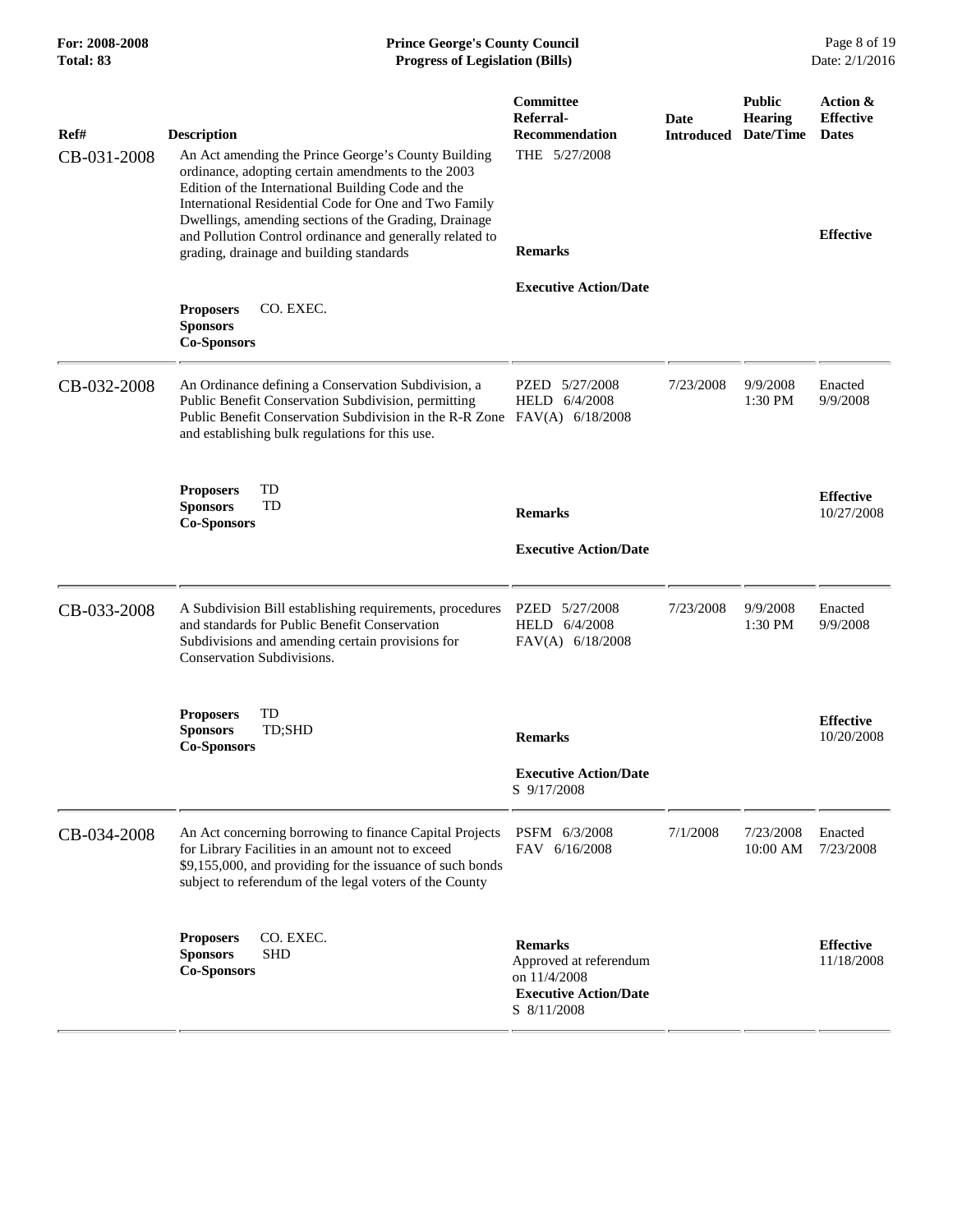| Ref# | Description | Committee Referral-Recommendation | Date Introduced | Public Hearing Date/Time | Action & Effective Dates |
|---|---|---|---|---|---|
| CB-031-2008 | An Act amending the Prince George's County Building ordinance, adopting certain amendments to the 2003 Edition of the International Building Code and the International Residential Code for One and Two Family Dwellings, amending sections of the Grading, Drainage and Pollution Control ordinance and generally related to grading, drainage and building standards<br><br>**Proposers** CO. EXEC.<br>**Sponsors**<br>**Co-Sponsors** | THE 5/27/2008<br><br>**Remarks**<br><br>**Executive Action/Date** | | | **Effective** |
| CB-032-2008 | An Ordinance defining a Conservation Subdivision, a Public Benefit Conservation Subdivision, permitting Public Benefit Conservation Subdivision in the R-R Zone and establishing bulk regulations for this use.<br><br>**Proposers** TD<br>**Sponsors** TD<br>**Co-Sponsors** | PZED 5/27/2008<br>HELD 6/4/2008<br>FAV(A) 6/18/2008<br><br>**Remarks**<br><br>**Executive Action/Date** | 7/23/2008 | 9/9/2008 1:30 PM | Enacted 9/9/2008<br><br>**Effective** 10/27/2008 |
| CB-033-2008 | A Subdivision Bill establishing requirements, procedures and standards for Public Benefit Conservation Subdivisions and amending certain provisions for Conservation Subdivisions.<br><br>**Proposers** TD<br>**Sponsors** TD;SHD<br>**Co-Sponsors** | PZED 5/27/2008<br>HELD 6/4/2008<br>FAV(A) 6/18/2008<br><br>**Remarks**<br><br>**Executive Action/Date**<br>S 9/17/2008 | 7/23/2008 | 9/9/2008 1:30 PM | Enacted 9/9/2008<br><br>**Effective** 10/20/2008 |
| CB-034-2008 | An Act concerning borrowing to finance Capital Projects for Library Facilities in an amount not to exceed $9,155,000, and providing for the issuance of such bonds subject to referendum of the legal voters of the County<br><br>**Proposers** CO. EXEC.<br>**Sponsors** SHD<br>**Co-Sponsors** | PSFM 6/3/2008<br>FAV 6/16/2008<br><br>**Remarks**<br>Approved at referendum on 11/4/2008<br>**Executive Action/Date**<br>S 8/11/2008 | 7/1/2008 | 7/23/2008 10:00 AM | Enacted 7/23/2008<br><br>**Effective** 11/18/2008 |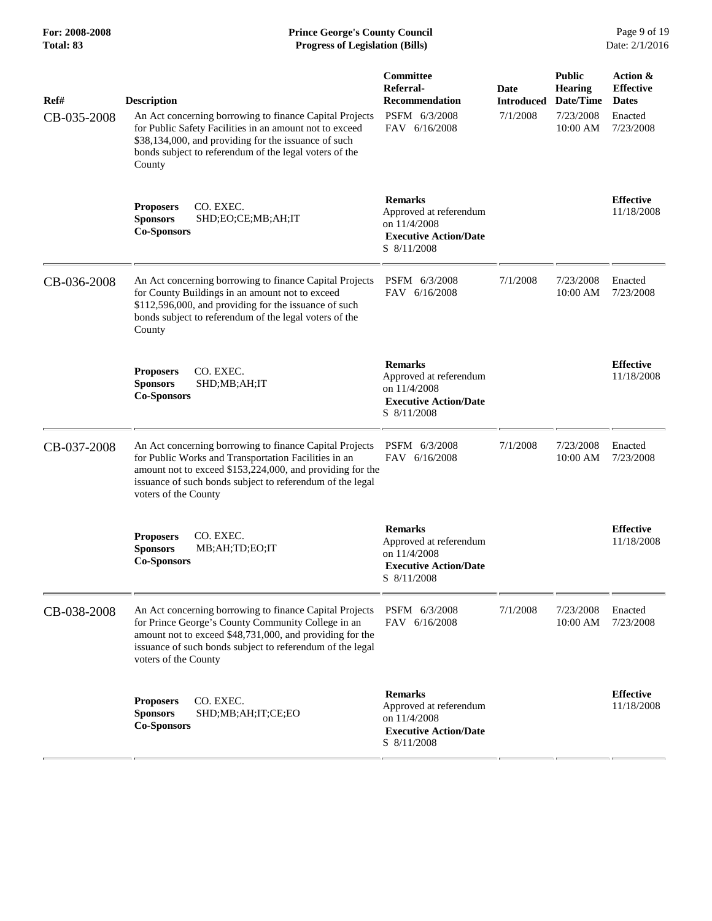| Ref# | Description | Committee Referral-Recommendation | Date Introduced | Public Hearing Date/Time | Action & Effective Dates |
|---|---|---|---|---|---|
| CB-035-2008 | An Act concerning borrowing to finance Capital Projects for Public Safety Facilities in an amount not to exceed $38,134,000, and providing for the issuance of such bonds subject to referendum of the legal voters of the County | PSFM 6/3/2008<br>FAV 6/16/2008 | 7/1/2008 | 7/23/2008<br>10:00 AM | Enacted<br>7/23/2008 |
| | **Proposers** CO. EXEC.<br>**Sponsors** SHD;EO;CE;MB;AH;IT<br>**Co-Sponsors** | **Remarks**<br>Approved at referendum on 11/4/2008<br>**Executive Action/Date**<br>S 8/11/2008 | | | **Effective**<br>11/18/2008 |
| CB-036-2008 | An Act concerning borrowing to finance Capital Projects for County Buildings in an amount not to exceed $112,596,000, and providing for the issuance of such bonds subject to referendum of the legal voters of the County | PSFM 6/3/2008<br>FAV 6/16/2008 | 7/1/2008 | 7/23/2008<br>10:00 AM | Enacted<br>7/23/2008 |
| | **Proposers** CO. EXEC.<br>**Sponsors** SHD;MB;AH;IT<br>**Co-Sponsors** | **Remarks**<br>Approved at referendum on 11/4/2008<br>**Executive Action/Date**<br>S 8/11/2008 | | | **Effective**<br>11/18/2008 |
| CB-037-2008 | An Act concerning borrowing to finance Capital Projects for Public Works and Transportation Facilities in an amount not to exceed $153,224,000, and providing for the issuance of such bonds subject to referendum of the legal voters of the County | PSFM 6/3/2008<br>FAV 6/16/2008 | 7/1/2008 | 7/23/2008<br>10:00 AM | Enacted<br>7/23/2008 |
| | **Proposers** CO. EXEC.<br>**Sponsors** MB;AH;TD;EO;IT<br>**Co-Sponsors** | **Remarks**<br>Approved at referendum on 11/4/2008<br>**Executive Action/Date**<br>S 8/11/2008 | | | **Effective**<br>11/18/2008 |
| CB-038-2008 | An Act concerning borrowing to finance Capital Projects for Prince George's County Community College in an amount not to exceed $48,731,000, and providing for the issuance of such bonds subject to referendum of the legal voters of the County | PSFM 6/3/2008<br>FAV 6/16/2008 | 7/1/2008 | 7/23/2008<br>10:00 AM | Enacted<br>7/23/2008 |
| | **Proposers** CO. EXEC.<br>**Sponsors** SHD;MB;AH;IT;CE;EO<br>**Co-Sponsors** | **Remarks**<br>Approved at referendum on 11/4/2008<br>**Executive Action/Date**<br>S 8/11/2008 | | | **Effective**<br>11/18/2008 |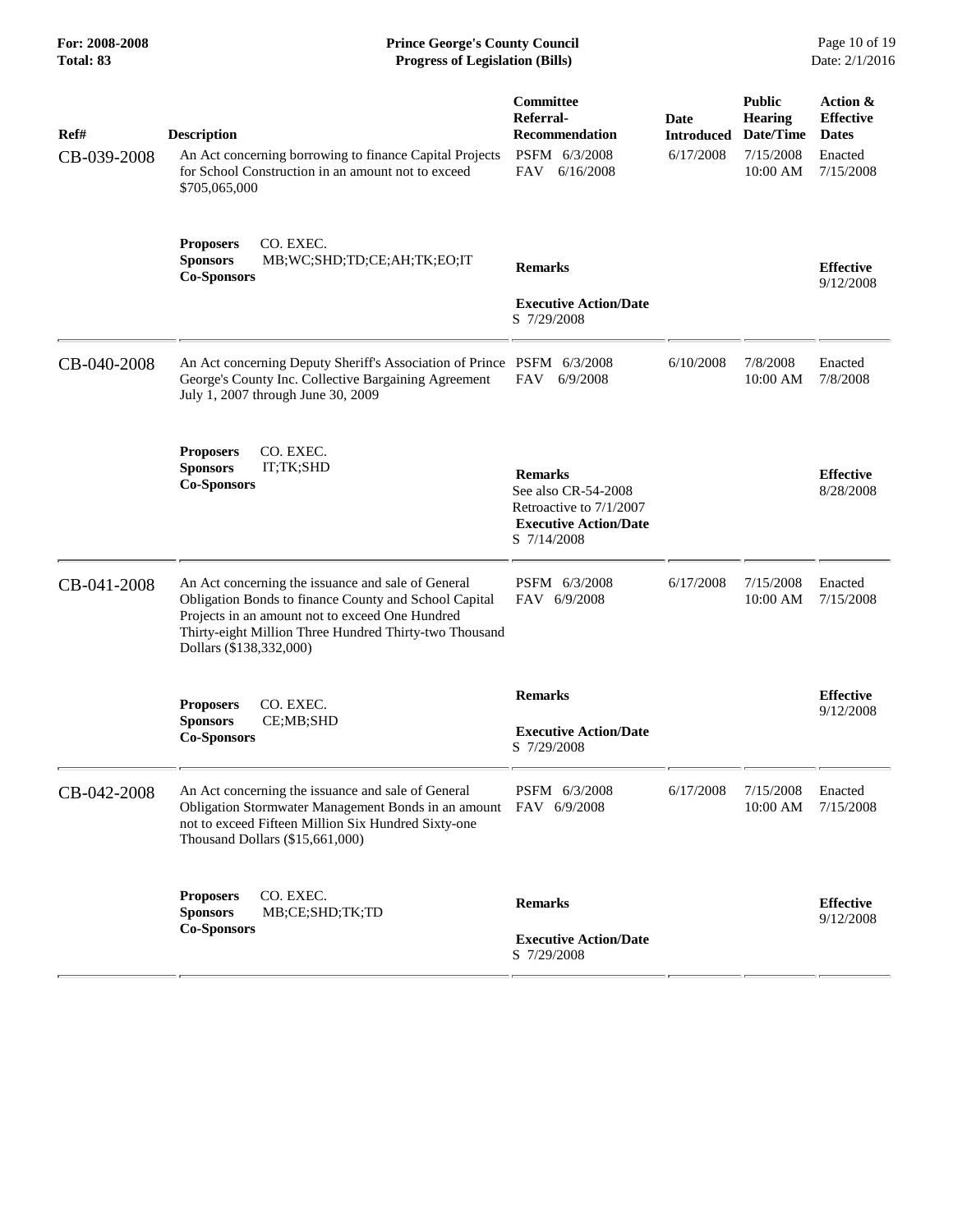**Prince George's County Council**
**Progress of Legislation (Bills)**

For: 2008-2008
Total: 83

| Ref# | Description | Committee Referral-Recommendation | Date Introduced | Public Hearing Date/Time | Action & Effective Dates |
|---|---|---|---|---|---|
| CB-039-2008 | An Act concerning borrowing to finance Capital Projects for School Construction in an amount not to exceed $705,065,000 | PSFM 6/3/2008<br>FAV 6/16/2008 | 6/17/2008 | 7/15/2008 10:00 AM | Enacted 7/15/2008 |
| | **Proposers** CO. EXEC.<br>**Sponsors** MB;WC;SHD;TD;CE;AH;TK;EO;IT<br>**Co-Sponsors** | **Remarks**<br><br>**Executive Action/Date**<br>S 7/29/2008 | | | **Effective** 9/12/2008 |
| CB-040-2008 | An Act concerning Deputy Sheriff's Association of Prince George's County Inc. Collective Bargaining Agreement July 1, 2007 through June 30, 2009 | PSFM 6/3/2008<br>FAV 6/9/2008 | 6/10/2008 | 7/8/2008 10:00 AM | Enacted 7/8/2008 |
| | **Proposers** CO. EXEC.<br>**Sponsors** IT;TK;SHD<br>**Co-Sponsors** | **Remarks**<br>See also CR-54-2008<br>Retroactive to 7/1/2007<br>**Executive Action/Date**<br>S 7/14/2008 | | | **Effective** 8/28/2008 |
| CB-041-2008 | An Act concerning the issuance and sale of General Obligation Bonds to finance County and School Capital Projects in an amount not to exceed One Hundred Thirty-eight Million Three Hundred Thirty-two Thousand Dollars ($138,332,000) | PSFM 6/3/2008<br>FAV 6/9/2008 | 6/17/2008 | 7/15/2008 10:00 AM | Enacted 7/15/2008 |
| | **Proposers** CO. EXEC.<br>**Sponsors** CE;MB;SHD<br>**Co-Sponsors** | **Remarks**<br><br>**Executive Action/Date**<br>S 7/29/2008 | | | **Effective** 9/12/2008 |
| CB-042-2008 | An Act concerning the issuance and sale of General Obligation Stormwater Management Bonds in an amount not to exceed Fifteen Million Six Hundred Sixty-one Thousand Dollars ($15,661,000) | PSFM 6/3/2008<br>FAV 6/9/2008 | 6/17/2008 | 7/15/2008 10:00 AM | Enacted 7/15/2008 |
| | **Proposers** CO. EXEC.<br>**Sponsors** MB;CE;SHD;TK;TD<br>**Co-Sponsors** | **Remarks**<br><br>**Executive Action/Date**<br>S 7/29/2008 | | | **Effective** 9/12/2008 |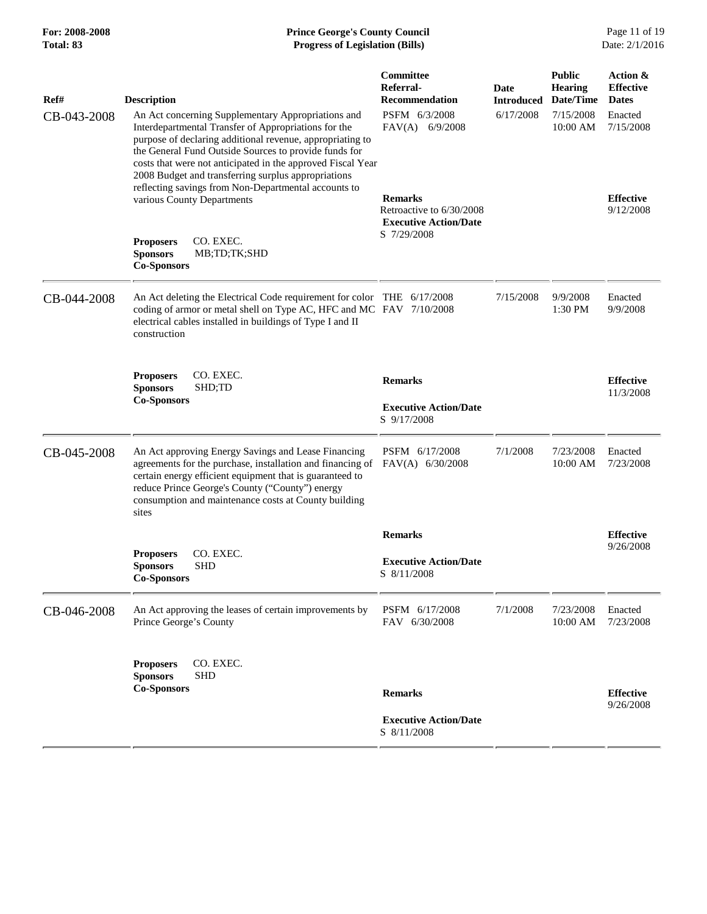| Ref# | Description | Committee Referral-Recommendation | Date Introduced | Public Hearing Date/Time | Action & Effective Dates |
|---|---|---|---|---|---|
| CB-043-2008 | An Act concerning Supplementary Appropriations and Interdepartmental Transfer of Appropriations for the purpose of declaring additional revenue, appropriating to the General Fund Outside Sources to provide funds for costs that were not anticipated in the approved Fiscal Year 2008 Budget and transferring surplus appropriations reflecting savings from Non-Departmental accounts to various County Departments<br><br>**Proposers** CO. EXEC.<br>**Sponsors** MB;TD;TK;SHD<br>**Co-Sponsors** | PSFM 6/3/2008<br>FAV(A) 6/9/2008<br><br>**Remarks**<br>Retroactive to 6/30/2008<br>**Executive Action/Date**<br>S 7/29/2008 | 6/17/2008 | 7/15/2008<br>10:00 AM | Enacted<br>7/15/2008<br><br>**Effective**<br>9/12/2008 |
| CB-044-2008 | An Act deleting the Electrical Code requirement for color coding of armor or metal shell on Type AC, HFC and MC electrical cables installed in buildings of Type I and II construction<br><br>**Proposers** CO. EXEC.<br>**Sponsors** SHD;TD<br>**Co-Sponsors** | THE 6/17/2008<br>FAV 7/10/2008<br><br>**Remarks**<br><br>**Executive Action/Date**<br>S 9/17/2008 | 7/15/2008 | 9/9/2008<br>1:30 PM | Enacted<br>9/9/2008<br><br>**Effective**<br>11/3/2008 |
| CB-045-2008 | An Act approving Energy Savings and Lease Financing agreements for the purchase, installation and financing of certain energy efficient equipment that is guaranteed to reduce Prince George's County ("County") energy consumption and maintenance costs at County building sites<br><br>**Proposers** CO. EXEC.<br>**Sponsors** SHD<br>**Co-Sponsors** | PSFM 6/17/2008<br>FAV(A) 6/30/2008<br><br>**Remarks**<br><br>**Executive Action/Date**<br>S 8/11/2008 | 7/1/2008 | 7/23/2008<br>10:00 AM | Enacted<br>7/23/2008<br><br>**Effective**<br>9/26/2008 |
| CB-046-2008 | An Act approving the leases of certain improvements by Prince George's County<br><br>**Proposers** CO. EXEC.<br>**Sponsors** SHD<br>**Co-Sponsors** | PSFM 6/17/2008<br>FAV 6/30/2008<br><br>**Remarks**<br><br>**Executive Action/Date**<br>S 8/11/2008 | 7/1/2008 | 7/23/2008<br>10:00 AM | Enacted<br>7/23/2008<br><br>**Effective**<br>9/26/2008 |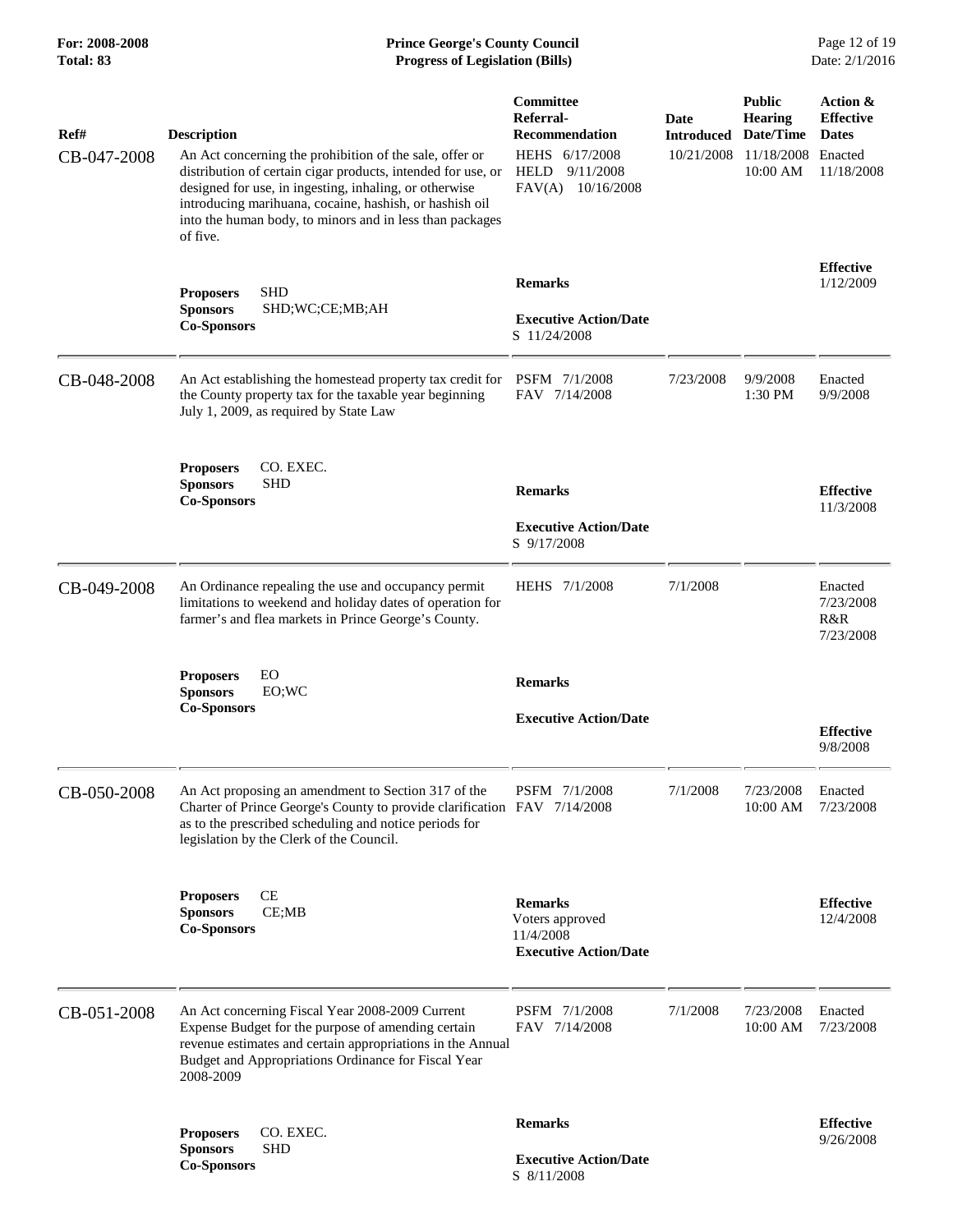| Ref# | Description | Committee Referral-Recommendation | Date Introduced | Public Hearing Date/Time | Action & Effective Dates |
|---|---|---|---|---|---|
| CB-047-2008 | An Act concerning the prohibition of the sale, offer or distribution of certain cigar products, intended for use, or designed for use, in ingesting, inhaling, or otherwise introducing marihuana, cocaine, hashish, or hashish oil into the human body, to minors and in less than packages of five. | HEHS 6/17/2008<br>HELD 9/11/2008<br>FAV(A) 10/16/2008 | 10/21/2008 | 11/18/2008 10:00 AM | Enacted 11/18/2008 |
| | **Proposers** SHD<br>**Sponsors** SHD;WC;CE;MB;AH<br>**Co-Sponsors** | **Remarks**<br><br>**Executive Action/Date**<br>S 11/24/2008 | | | **Effective** 1/12/2009 |
| CB-048-2008 | An Act establishing the homestead property tax credit for the County property tax for the taxable year beginning July 1, 2009, as required by State Law | PSFM 7/1/2008<br>FAV 7/14/2008 | 7/23/2008 | 9/9/2008 1:30 PM | Enacted 9/9/2008 |
| | **Proposers** CO. EXEC.<br>**Sponsors** SHD<br>**Co-Sponsors** | **Remarks**<br><br>**Executive Action/Date**<br>S 9/17/2008 | | | **Effective** 11/3/2008 |
| CB-049-2008 | An Ordinance repealing the use and occupancy permit limitations to weekend and holiday dates of operation for farmer's and flea markets in Prince George's County. | HEHS 7/1/2008 | 7/1/2008 | | Enacted 7/23/2008<br>R&R 7/23/2008 |
| | **Proposers** EO<br>**Sponsors** EO;WC<br>**Co-Sponsors** | **Remarks**<br><br>**Executive Action/Date** | | | **Effective** 9/8/2008 |
| CB-050-2008 | An Act proposing an amendment to Section 317 of the Charter of Prince George's County to provide clarification as to the prescribed scheduling and notice periods for legislation by the Clerk of the Council. | PSFM 7/1/2008<br>FAV 7/14/2008 | 7/1/2008 | 7/23/2008 10:00 AM | Enacted 7/23/2008 |
| | **Proposers** CE<br>**Sponsors** CE;MB<br>**Co-Sponsors** | **Remarks**<br>Voters approved 11/4/2008<br>**Executive Action/Date** | | | **Effective** 12/4/2008 |
| CB-051-2008 | An Act concerning Fiscal Year 2008-2009 Current Expense Budget for the purpose of amending certain revenue estimates and certain appropriations in the Annual Budget and Appropriations Ordinance for Fiscal Year 2008-2009 | PSFM 7/1/2008<br>FAV 7/14/2008 | 7/1/2008 | 7/23/2008 10:00 AM | Enacted 7/23/2008 |
| | **Proposers** CO. EXEC.<br>**Sponsors** SHD<br>**Co-Sponsors** | **Remarks**<br><br>**Executive Action/Date**<br>S 8/11/2008 | | | **Effective** 9/26/2008 |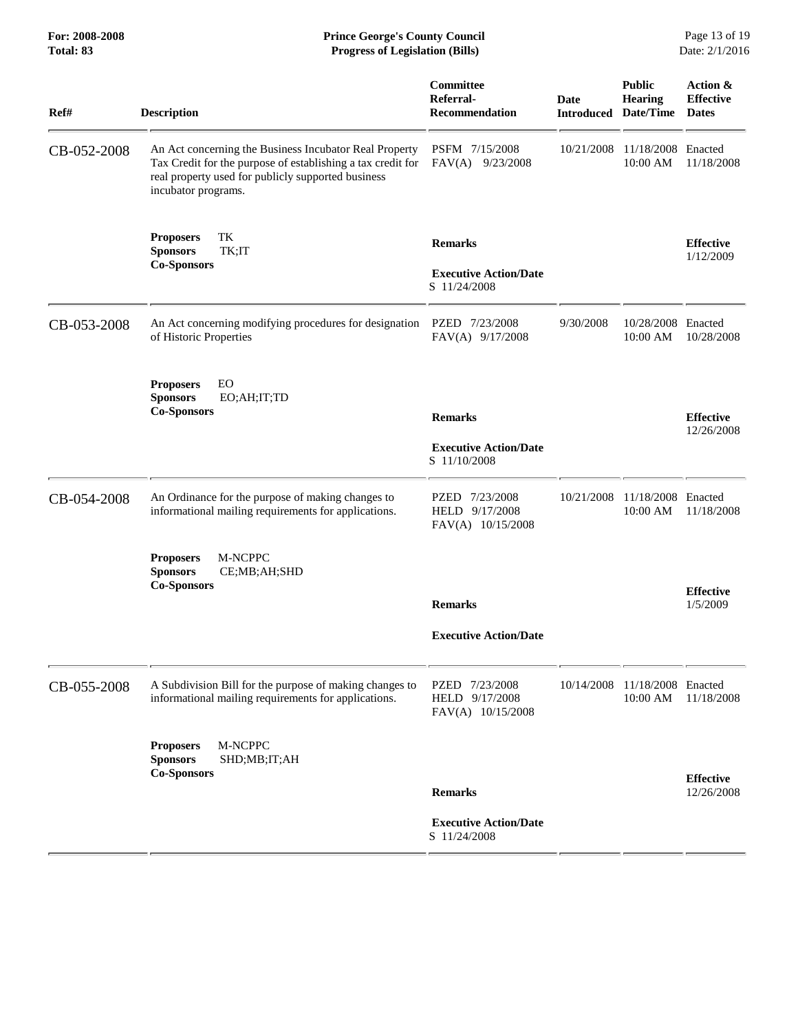| Ref# | Description | Committee Referral-Recommendation | Date Introduced | Public Hearing Date/Time | Action & Effective Dates |
|---|---|---|---|---|---|
| CB-052-2008 | An Act concerning the Business Incubator Real Property Tax Credit for the purpose of establishing a tax credit for real property used for publicly supported business incubator programs. | PSFM 7/15/2008<br>FAV(A) 9/23/2008 | 10/21/2008 | 11/18/2008 10:00 AM | Enacted 11/18/2008 |
| | **Proposers** TK<br>**Sponsors** TK;IT<br>**Co-Sponsors** | **Remarks**<br><br>**Executive Action/Date**<br>S 11/24/2008 | | | **Effective** 1/12/2009 |
| CB-053-2008 | An Act concerning modifying procedures for designation of Historic Properties | PZED 7/23/2008<br>FAV(A) 9/17/2008 | 9/30/2008 | 10/28/2008 10:00 AM | Enacted 10/28/2008 |
| | **Proposers** EO<br>**Sponsors** EO;AH;IT;TD<br>**Co-Sponsors** | **Remarks**<br><br>**Executive Action/Date**<br>S 11/10/2008 | | | **Effective** 12/26/2008 |
| CB-054-2008 | An Ordinance for the purpose of making changes to informational mailing requirements for applications. | PZED 7/23/2008<br>HELD 9/17/2008<br>FAV(A) 10/15/2008 | 10/21/2008 | 11/18/2008 10:00 AM | Enacted 11/18/2008 |
| | **Proposers** M-NCPPC<br>**Sponsors** CE;MB;AH;SHD<br>**Co-Sponsors** | **Remarks**<br><br>**Executive Action/Date** | | | **Effective** 1/5/2009 |
| CB-055-2008 | A Subdivision Bill for the purpose of making changes to informational mailing requirements for applications. | PZED 7/23/2008<br>HELD 9/17/2008<br>FAV(A) 10/15/2008 | 10/14/2008 | 11/18/2008 10:00 AM | Enacted 11/18/2008 |
| | **Proposers** M-NCPPC<br>**Sponsors** SHD;MB;IT;AH<br>**Co-Sponsors** | **Remarks**<br><br>**Executive Action/Date**<br>S 11/24/2008 | | | **Effective** 12/26/2008 |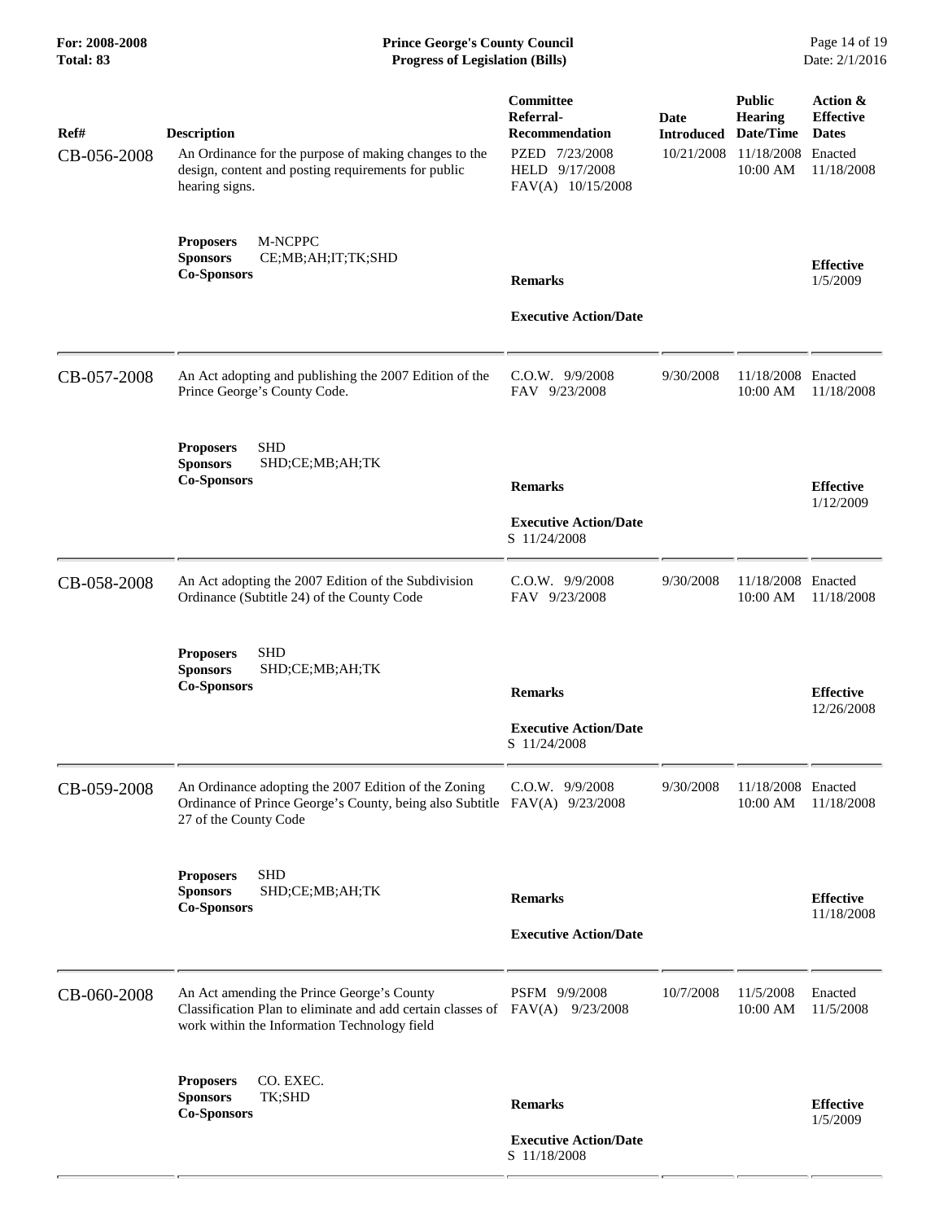| Ref# | Description | Committee Referral-Recommendation | Date Introduced | Public Hearing Date/Time | Action & Effective Dates |
|---|---|---|---|---|---|
| CB-056-2008 | An Ordinance for the purpose of making changes to the design, content and posting requirements for public hearing signs. | PZED 7/23/2008<br>HELD 9/17/2008<br>FAV(A) 10/15/2008 | 10/21/2008 | 11/18/2008<br>10:00 AM | Enacted<br>11/18/2008 |
| | **Proposers** M-NCPPC<br>**Sponsors** CE;MB;AH;IT;TK;SHD<br>**Co-Sponsors** | **Remarks**<br><br>**Executive Action/Date** | | | **Effective**<br>1/5/2009 |
| CB-057-2008 | An Act adopting and publishing the 2007 Edition of the Prince George's County Code. | C.O.W. 9/9/2008<br>FAV 9/23/2008 | 9/30/2008 | 11/18/2008<br>10:00 AM | Enacted<br>11/18/2008 |
| | **Proposers** SHD<br>**Sponsors** SHD;CE;MB;AH;TK<br>**Co-Sponsors** | **Remarks**<br><br>**Executive Action/Date**<br>S 11/24/2008 | | | **Effective**<br>1/12/2009 |
| CB-058-2008 | An Act adopting the 2007 Edition of the Subdivision Ordinance (Subtitle 24) of the County Code | C.O.W. 9/9/2008<br>FAV 9/23/2008 | 9/30/2008 | 11/18/2008<br>10:00 AM | Enacted<br>11/18/2008 |
| | **Proposers** SHD<br>**Sponsors** SHD;CE;MB;AH;TK<br>**Co-Sponsors** | **Remarks**<br><br>**Executive Action/Date**<br>S 11/24/2008 | | | **Effective**<br>12/26/2008 |
| CB-059-2008 | An Ordinance adopting the 2007 Edition of the Zoning Ordinance of Prince George's County, being also Subtitle 27 of the County Code | C.O.W. 9/9/2008<br>FAV(A) 9/23/2008 | 9/30/2008 | 11/18/2008<br>10:00 AM | Enacted<br>11/18/2008 |
| | **Proposers** SHD<br>**Sponsors** SHD;CE;MB;AH;TK<br>**Co-Sponsors** | **Remarks**<br><br>**Executive Action/Date** | | | **Effective**<br>11/18/2008 |
| CB-060-2008 | An Act amending the Prince George's County Classification Plan to eliminate and add certain classes of work within the Information Technology field | PSFM 9/9/2008<br>FAV(A) 9/23/2008 | 10/7/2008 | 11/5/2008<br>10:00 AM | Enacted<br>11/5/2008 |
| | **Proposers** CO. EXEC.<br>**Sponsors** TK;SHD<br>**Co-Sponsors** | **Remarks**<br><br>**Executive Action/Date**<br>S 11/18/2008 | | | **Effective**<br>1/5/2009 |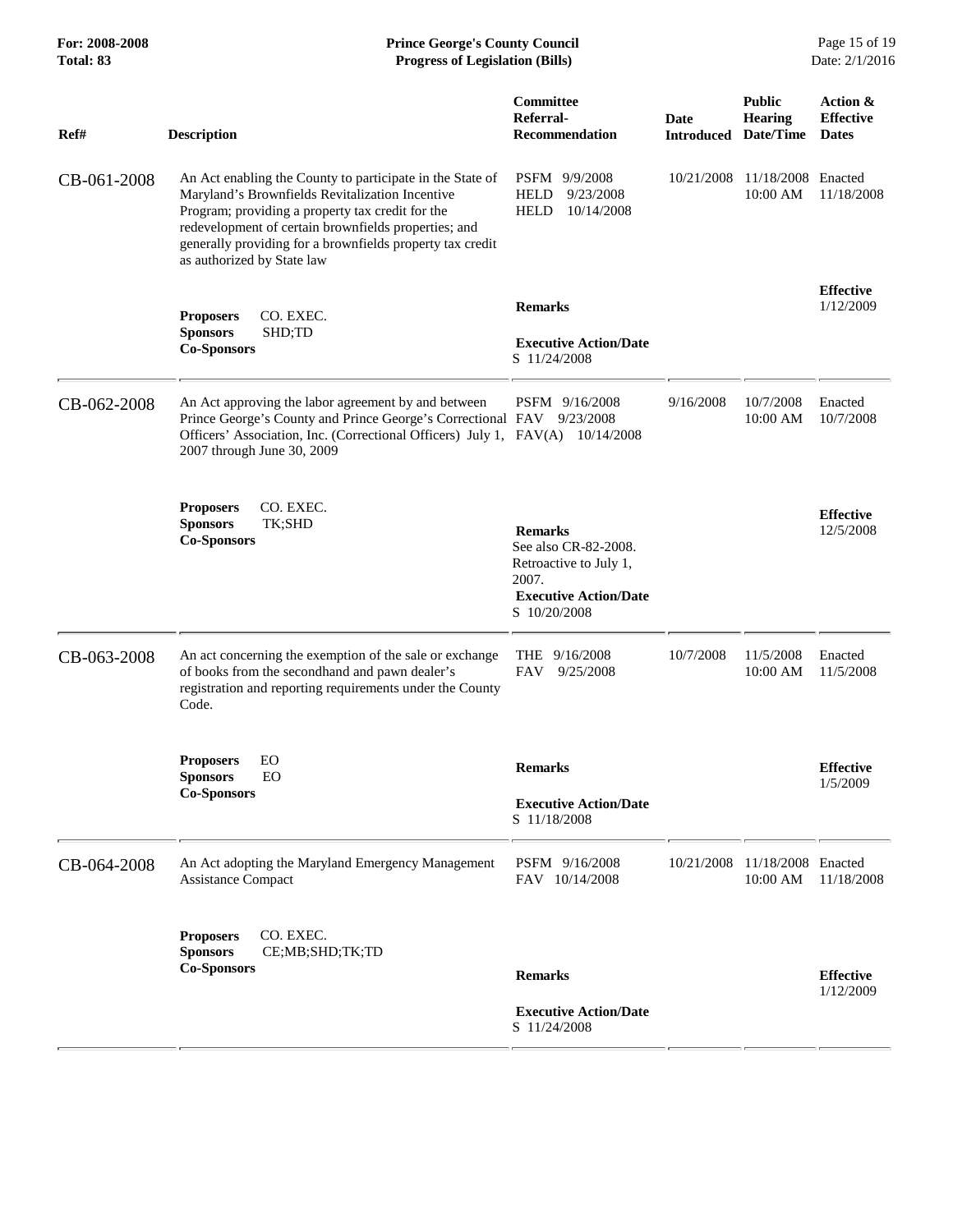| Ref# | Description | Committee Referral-Recommendation | Date Introduced | Public Hearing Date/Time | Action & Effective Dates |
|---|---|---|---|---|---|
| CB-061-2008 | An Act enabling the County to participate in the State of Maryland's Brownfields Revitalization Incentive Program; providing a property tax credit for the redevelopment of certain brownfields properties; and generally providing for a brownfields property tax credit as authorized by State law | PSFM 9/9/2008<br>HELD 9/23/2008<br>HELD 10/14/2008 | 10/21/2008 | 11/18/2008 10:00 AM | Enacted 11/18/2008 |
| | **Proposers** CO. EXEC.<br>**Sponsors** SHD;TD<br>**Co-Sponsors** | **Remarks**<br><br>**Executive Action/Date**<br>S 11/24/2008 | | | **Effective** 1/12/2009 |
| CB-062-2008 | An Act approving the labor agreement by and between Prince George's County and Prince George's Correctional Officers' Association, Inc. (Correctional Officers) July 1, 2007 through June 30, 2009 | PSFM 9/16/2008<br>FAV 9/23/2008<br>FAV(A) 10/14/2008 | 9/16/2008 | 10/7/2008 10:00 AM | Enacted 10/7/2008 |
| | **Proposers** CO. EXEC.<br>**Sponsors** TK;SHD<br>**Co-Sponsors** | **Remarks**<br>See also CR-82-2008. Retroactive to July 1, 2007.<br>**Executive Action/Date**<br>S 10/20/2008 | | | **Effective** 12/5/2008 |
| CB-063-2008 | An act concerning the exemption of the sale or exchange of books from the secondhand and pawn dealer's registration and reporting requirements under the County Code. | THE 9/16/2008<br>FAV 9/25/2008 | 10/7/2008 | 11/5/2008 10:00 AM | Enacted 11/5/2008 |
| | **Proposers** EO<br>**Sponsors** EO<br>**Co-Sponsors** | **Remarks**<br><br>**Executive Action/Date**<br>S 11/18/2008 | | | **Effective** 1/5/2009 |
| CB-064-2008 | An Act adopting the Maryland Emergency Management Assistance Compact | PSFM 9/16/2008<br>FAV 10/14/2008 | 10/21/2008 | 11/18/2008 10:00 AM | Enacted 11/18/2008 |
| | **Proposers** CO. EXEC.<br>**Sponsors** CE;MB;SHD;TK;TD<br>**Co-Sponsors** | **Remarks**<br><br>**Executive Action/Date**<br>S 11/24/2008 | | | **Effective** 1/12/2009 |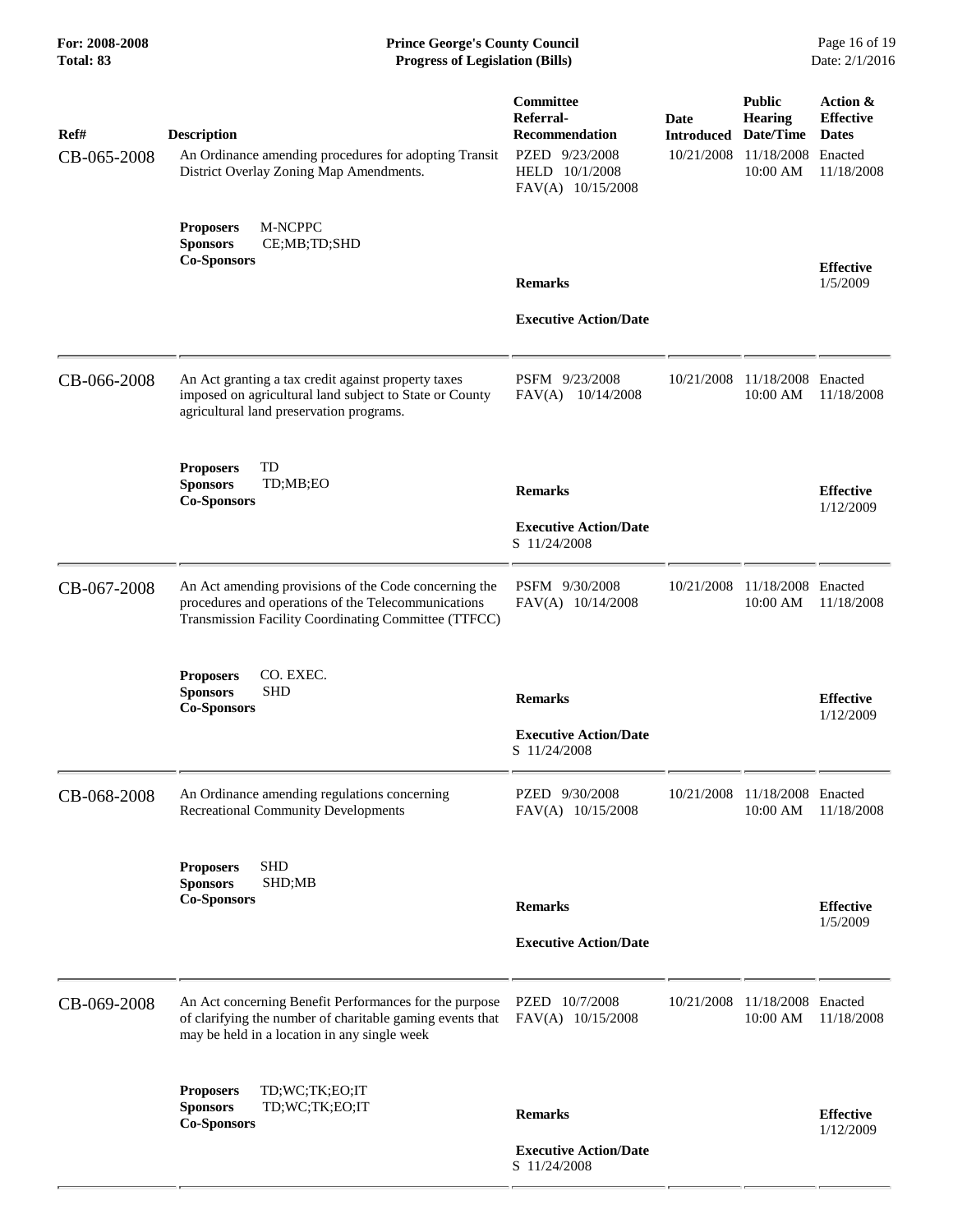| Ref# | Description | Committee Referral-Recommendation | Date Introduced | Public Hearing Date/Time | Action & Effective Dates |
|---|---|---|---|---|---|
| CB-065-2008 | An Ordinance amending procedures for adopting Transit District Overlay Zoning Map Amendments.<br><br>**Proposers** M-NCPPC<br>**Sponsors** CE;MB;TD;SHD<br>**Co-Sponsors** | PZED 9/23/2008<br>HELD 10/1/2008<br>FAV(A) 10/15/2008<br><br>**Remarks**<br><br>**Executive Action/Date** | 10/21/2008 | 11/18/2008 10:00 AM | Enacted 11/18/2008<br><br>**Effective** 1/5/2009 |
| CB-066-2008 | An Act granting a tax credit against property taxes imposed on agricultural land subject to State or County agricultural land preservation programs.<br><br>**Proposers** TD<br>**Sponsors** TD;MB;EO<br>**Co-Sponsors** | PSFM 9/23/2008<br>FAV(A) 10/14/2008<br><br>**Remarks**<br><br>**Executive Action/Date**<br>S 11/24/2008 | 10/21/2008 | 11/18/2008 10:00 AM | Enacted 11/18/2008<br><br>**Effective** 1/12/2009 |
| CB-067-2008 | An Act amending provisions of the Code concerning the procedures and operations of the Telecommunications Transmission Facility Coordinating Committee (TTFCC)<br><br>**Proposers** CO. EXEC.<br>**Sponsors** SHD<br>**Co-Sponsors** | PSFM 9/30/2008<br>FAV(A) 10/14/2008<br><br>**Remarks**<br><br>**Executive Action/Date**<br>S 11/24/2008 | 10/21/2008 | 11/18/2008 10:00 AM | Enacted 11/18/2008<br><br>**Effective** 1/12/2009 |
| CB-068-2008 | An Ordinance amending regulations concerning Recreational Community Developments<br><br>**Proposers** SHD<br>**Sponsors** SHD;MB<br>**Co-Sponsors** | PZED 9/30/2008<br>FAV(A) 10/15/2008<br><br>**Remarks**<br><br>**Executive Action/Date** | 10/21/2008 | 11/18/2008 10:00 AM | Enacted 11/18/2008<br><br>**Effective** 1/5/2009 |
| CB-069-2008 | An Act concerning Benefit Performances for the purpose of clarifying the number of charitable gaming events that may be held in a location in any single week<br><br>**Proposers** TD;WC;TK;EO;IT<br>**Sponsors** TD;WC;TK;EO;IT<br>**Co-Sponsors** | PZED 10/7/2008<br>FAV(A) 10/15/2008<br><br>**Remarks**<br><br>**Executive Action/Date**<br>S 11/24/2008 | 10/21/2008 | 11/18/2008 10:00 AM | Enacted 11/18/2008<br><br>**Effective** 1/12/2009 |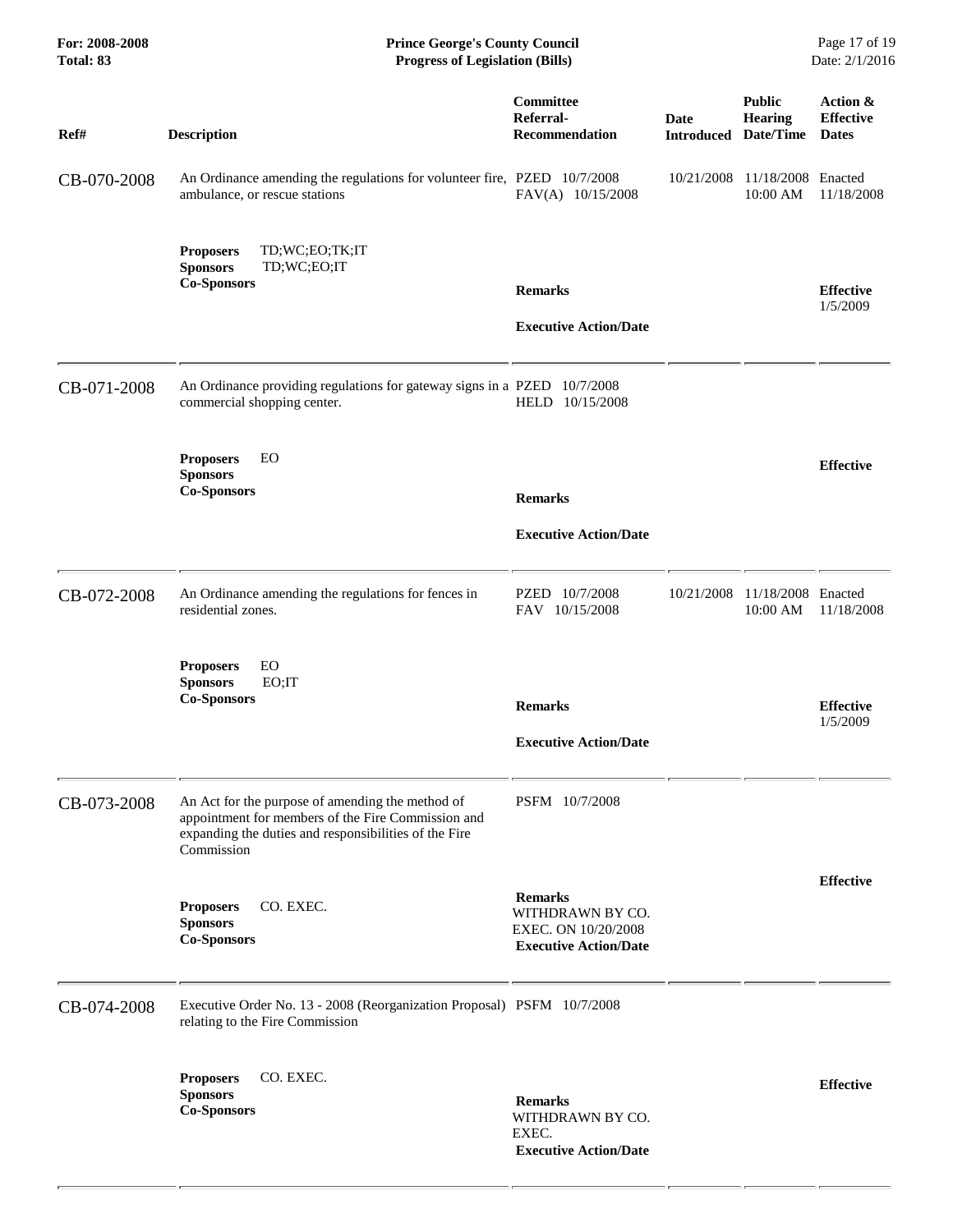| Ref# | Description | Committee Referral-Recommendation | Date Introduced | Public Hearing Date/Time | Action & Effective Dates |
|---|---|---|---|---|---|
| CB-070-2008 | An Ordinance amending the regulations for volunteer fire, ambulance, or rescue stations | PZED 10/7/2008<br>FAV(A) 10/15/2008 | 10/21/2008 | 11/18/2008<br>10:00 AM | Enacted<br>11/18/2008 |
| | **Proposers** TD;WC;EO;TK;IT<br>**Sponsors** TD;WC;EO;IT<br>**Co-Sponsors** | **Remarks**<br><br>**Executive Action/Date** | | | **Effective**<br>1/5/2009 |
| CB-071-2008 | An Ordinance providing regulations for gateway signs in a commercial shopping center. | PZED 10/7/2008<br>HELD 10/15/2008 | | | |
| | **Proposers** EO<br>**Sponsors**<br>**Co-Sponsors** | **Remarks**<br><br>**Executive Action/Date** | | | **Effective** |
| CB-072-2008 | An Ordinance amending the regulations for fences in residential zones. | PZED 10/7/2008<br>FAV 10/15/2008 | 10/21/2008 | 11/18/2008<br>10:00 AM | Enacted<br>11/18/2008 |
| | **Proposers** EO<br>**Sponsors** EO;IT<br>**Co-Sponsors** | **Remarks**<br><br>**Executive Action/Date** | | | **Effective**<br>1/5/2009 |
| CB-073-2008 | An Act for the purpose of amending the method of appointment for members of the Fire Commission and expanding the duties and responsibilities of the Fire Commission | PSFM 10/7/2008 | | | |
| | **Proposers** CO. EXEC.<br>**Sponsors**<br>**Co-Sponsors** | **Remarks**<br>WITHDRAWN BY CO. EXEC. ON 10/20/2008<br>**Executive Action/Date** | | | **Effective** |
| CB-074-2008 | Executive Order No. 13 - 2008 (Reorganization Proposal) relating to the Fire Commission | PSFM 10/7/2008 | | | |
| | **Proposers** CO. EXEC.<br>**Sponsors**<br>**Co-Sponsors** | **Remarks**<br>WITHDRAWN BY CO. EXEC.<br>**Executive Action/Date** | | | **Effective** |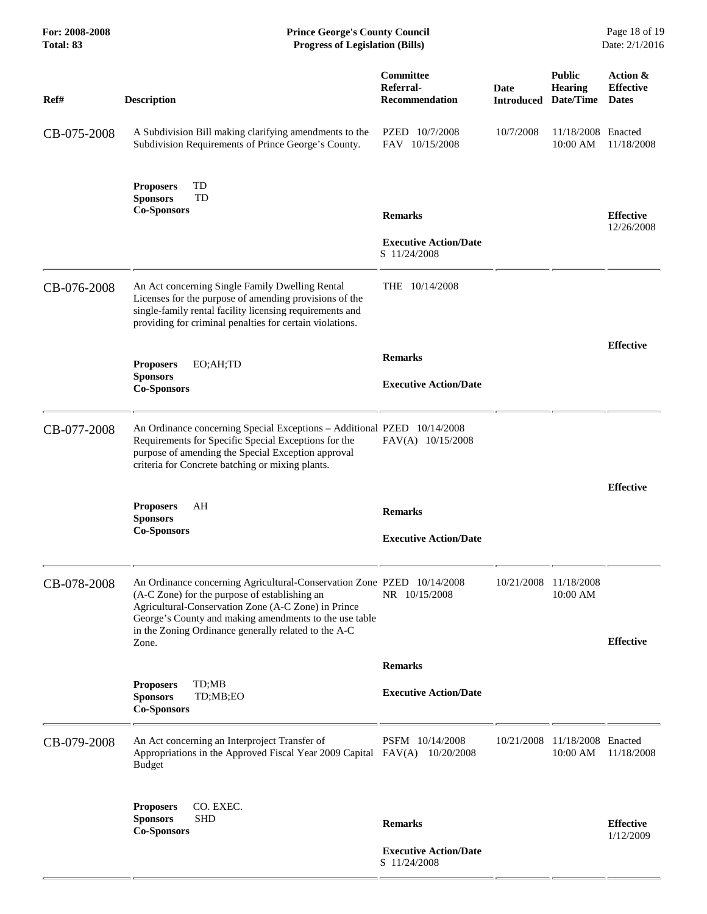| Ref# | Description | Committee Referral-Recommendation | Date Introduced | Public Hearing Date/Time | Action & Effective Dates |
|---|---|---|---|---|---|
| CB-075-2008 | A Subdivision Bill making clarifying amendments to the Subdivision Requirements of Prince George's County.<br><br>**Proposers** TD<br>**Sponsors** TD<br>**Co-Sponsors** | PZED 10/7/2008<br>FAV 10/15/2008<br><br>**Remarks**<br><br>**Executive Action/Date**<br>S 11/24/2008 | 10/7/2008 | 11/18/2008 10:00 AM | Enacted 11/18/2008<br><br>**Effective** 12/26/2008 |
| CB-076-2008 | An Act concerning Single Family Dwelling Rental Licenses for the purpose of amending provisions of the single-family rental facility licensing requirements and providing for criminal penalties for certain violations.<br><br>**Proposers** EO;AH;TD<br>**Sponsors**<br>**Co-Sponsors** | THE 10/14/2008<br><br>**Remarks**<br><br>**Executive Action/Date** | | | **Effective** |
| CB-077-2008 | An Ordinance concerning Special Exceptions – Additional Requirements for Specific Special Exceptions for the purpose of amending the Special Exception approval criteria for Concrete batching or mixing plants.<br><br>**Proposers** AH<br>**Sponsors**<br>**Co-Sponsors** | PZED 10/14/2008<br>FAV(A) 10/15/2008<br><br>**Remarks**<br><br>**Executive Action/Date** | | | **Effective** |
| CB-078-2008 | An Ordinance concerning Agricultural-Conservation Zone (A-C Zone) for the purpose of establishing an Agricultural-Conservation Zone (A-C Zone) in Prince George's County and making amendments to the use table in the Zoning Ordinance generally related to the A-C Zone.<br><br>**Proposers** TD;MB<br>**Sponsors** TD;MB;EO<br>**Co-Sponsors** | PZED 10/14/2008<br>NR 10/15/2008<br><br>**Remarks**<br><br>**Executive Action/Date** | 10/21/2008 | 11/18/2008 10:00 AM | **Effective** |
| CB-079-2008 | An Act concerning an Interproject Transfer of Appropriations in the Approved Fiscal Year 2009 Capital Budget<br><br>**Proposers** CO. EXEC.<br>**Sponsors** SHD<br>**Co-Sponsors** | PSFM 10/14/2008<br>FAV(A) 10/20/2008<br><br>**Remarks**<br><br>**Executive Action/Date**<br>S 11/24/2008 | 10/21/2008 | 11/18/2008 10:00 AM | Enacted 11/18/2008<br><br>**Effective** 1/12/2009 |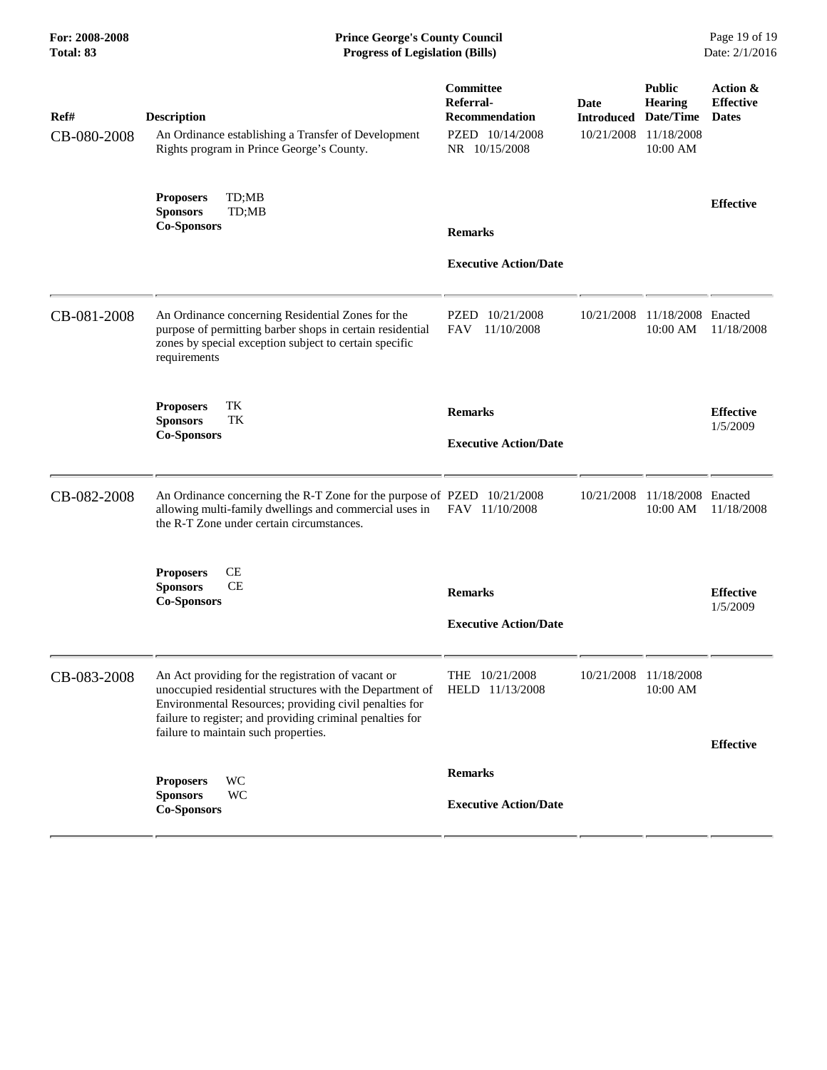| Ref# | Description | Committee Referral-Recommendation | Date Introduced | Public Hearing Date/Time | Action & Effective Dates |
|---|---|---|---|---|---|
| CB-080-2008 | An Ordinance establishing a Transfer of Development Rights program in Prince George's County. | PZED 10/14/2008<br>NR 10/15/2008 | 10/21/2008 | 11/18/2008<br>10:00 AM | |
| | **Proposers** TD;MB<br>**Sponsors** TD;MB<br>**Co-Sponsors** | **Remarks**<br><br>**Executive Action/Date** | | | **Effective** |
| CB-081-2008 | An Ordinance concerning Residential Zones for the purpose of permitting barber shops in certain residential zones by special exception subject to certain specific requirements | PZED 10/21/2008<br>FAV 11/10/2008 | 10/21/2008 | 11/18/2008<br>10:00 AM | Enacted<br>11/18/2008 |
| | **Proposers** TK<br>**Sponsors** TK<br>**Co-Sponsors** | **Remarks**<br><br>**Executive Action/Date** | | | **Effective**<br>1/5/2009 |
| CB-082-2008 | An Ordinance concerning the R-T Zone for the purpose of allowing multi-family dwellings and commercial uses in the R-T Zone under certain circumstances. | PZED 10/21/2008<br>FAV 11/10/2008 | 10/21/2008 | 11/18/2008<br>10:00 AM | Enacted<br>11/18/2008 |
| | **Proposers** CE<br>**Sponsors** CE<br>**Co-Sponsors** | **Remarks**<br><br>**Executive Action/Date** | | | **Effective**<br>1/5/2009 |
| CB-083-2008 | An Act providing for the registration of vacant or unoccupied residential structures with the Department of Environmental Resources; providing civil penalties for failure to register; and providing criminal penalties for failure to maintain such properties. | THE 10/21/2008<br>HELD 11/13/2008 | 10/21/2008 | 11/18/2008<br>10:00 AM | |
| | **Proposers** WC<br>**Sponsors** WC<br>**Co-Sponsors** | **Remarks**<br><br>**Executive Action/Date** | | | **Effective** |